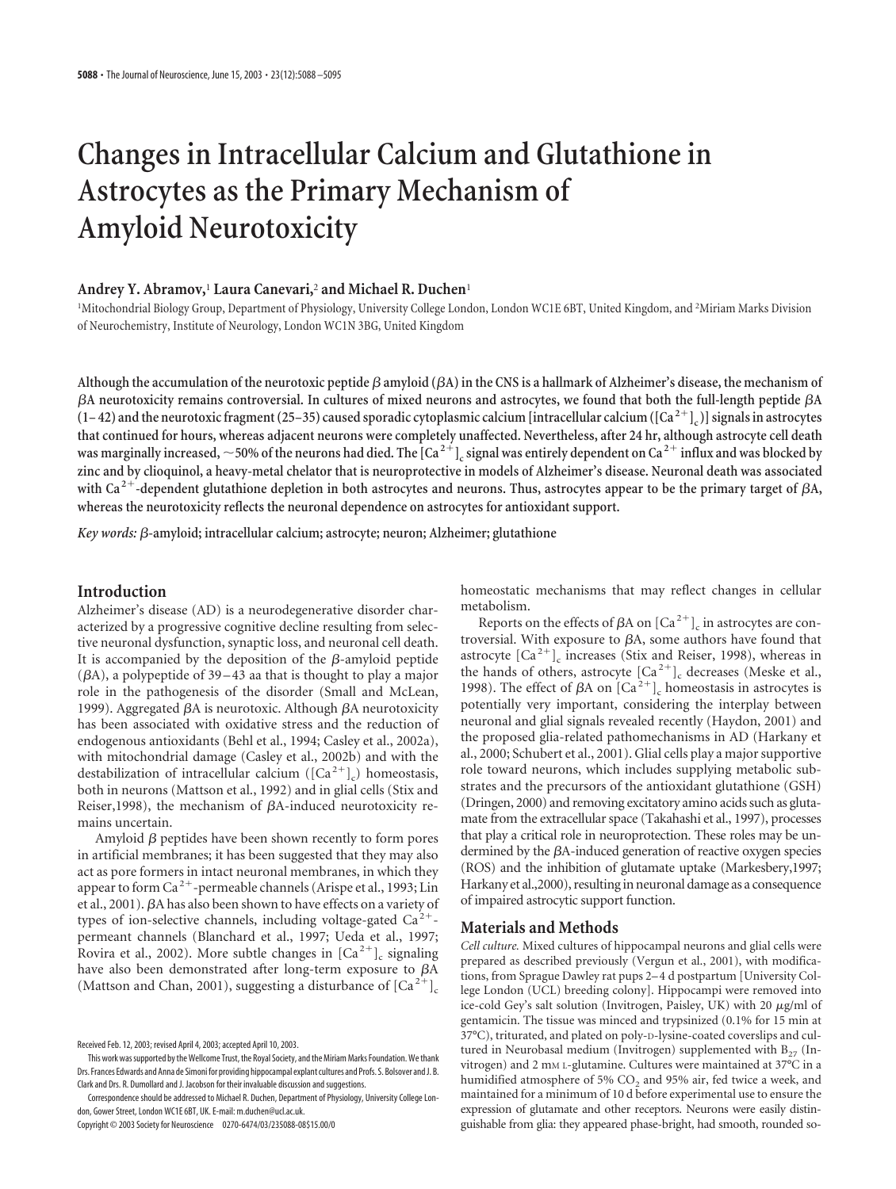# Changes in Intracellular Calcium and Glutathione in Astrocytes as the Primary Mechanism of Amyloid Neurotoxicity

**Andrey Y. Abramov,[1] Laura Canevari,[2] and Michael R. Duchen[1]**

[1]Mitochondrial Biology Group, Department of Physiology, University College London, London WC1E 6BT, United Kingdom, and [2]Miriam Marks Division of Neurochemistry, Institute of Neurology, London WC1N 3BG, United Kingdom

**Although the accumulation of the neurotoxic peptide β amyloid (βA) in the CNS is a hallmark of Alzheimer's disease, the mechanism of βA neurotoxicity remains controversial. In cultures of mixed neurons and astrocytes, we found that both the full-length peptide βA (1–42) and the neurotoxic fragment (25–35) caused sporadic cytoplasmic calcium [intracellular calcium ($[Ca^{2+}]_c$)] signals in astrocytes that continued for hours, whereas adjacent neurons were completely unaffected. Nevertheless, after 24 hr, although astrocyte cell death was marginally increased, ~50% of the neurons had died. The $[Ca^{2+}]_c$ signal was entirely dependent on $Ca^{2+}$ influx and was blocked by zinc and by clioquinol, a heavy-metal chelator that is neuroprotective in models of Alzheimer's disease. Neuronal death was associated with $Ca^{2+}$-dependent glutathione depletion in both astrocytes and neurons. Thus, astrocytes appear to be the primary target of βA, whereas the neurotoxicity reflects the neuronal dependence on astrocytes for antioxidant support.**

*Key words:* **β-amyloid; intracellular calcium; astrocyte; neuron; Alzheimer; glutathione**

## Introduction

Alzheimer's disease (AD) is a neurodegenerative disorder characterized by a progressive cognitive decline resulting from selective neuronal dysfunction, synaptic loss, and neuronal cell death. It is accompanied by the deposition of the β-amyloid peptide (βA), a polypeptide of 39–43 aa that is thought to play a major role in the pathogenesis of the disorder (Small and McLean, 1999). Aggregated βA is neurotoxic. Although βA neurotoxicity has been associated with oxidative stress and the reduction of endogenous antioxidants (Behl et al., 1994; Casley et al., 2002a), with mitochondrial damage (Casley et al., 2002b) and with the destabilization of intracellular calcium ($[Ca^{2+}]_c$) homeostasis, both in neurons (Mattson et al., 1992) and in glial cells (Stix and Reiser,1998), the mechanism of βA-induced neurotoxicity remains uncertain.

Amyloid β peptides have been shown recently to form pores in artificial membranes; it has been suggested that they may also act as pore formers in intact neuronal membranes, in which they appear to form $Ca^{2+}$-permeable channels (Arispe et al., 1993; Lin et al., 2001). βA has also been shown to have effects on a variety of types of ion-selective channels, including voltage-gated $Ca^{2+}$-permeant channels (Blanchard et al., 1997; Ueda et al., 1997; Rovira et al., 2002). More subtle changes in $[Ca^{2+}]_c$ signaling have also been demonstrated after long-term exposure to βA (Mattson and Chan, 2001), suggesting a disturbance of $[Ca^{2+}]_c$ homeostatic mechanisms that may reflect changes in cellular metabolism.

Reports on the effects of βA on $[Ca^{2+}]_c$ in astrocytes are controversial. With exposure to βA, some authors have found that astrocyte $[Ca^{2+}]_c$ increases (Stix and Reiser, 1998), whereas in the hands of others, astrocyte $[Ca^{2+}]_c$ decreases (Meske et al., 1998). The effect of βA on $[Ca^{2+}]_c$ homeostasis in astrocytes is potentially very important, considering the interplay between neuronal and glial signals revealed recently (Haydon, 2001) and the proposed glia-related pathomechanisms in AD (Harkany et al., 2000; Schubert et al., 2001). Glial cells play a major supportive role toward neurons, which includes supplying metabolic substrates and the precursors of the antioxidant glutathione (GSH) (Dringen, 2000) and removing excitatory amino acids such as glutamate from the extracellular space (Takahashi et al., 1997), processes that play a critical role in neuroprotection. These roles may be undermined by the βA-induced generation of reactive oxygen species (ROS) and the inhibition of glutamate uptake (Markesbery,1997; Harkany et al.,2000), resulting in neuronal damage as a consequence of impaired astrocytic support function.

## Materials and Methods

*Cell culture.* Mixed cultures of hippocampal neurons and glial cells were prepared as described previously (Vergun et al., 2001), with modifications, from Sprague Dawley rat pups 2–4 d postpartum [University College London (UCL) breeding colony]. Hippocampi were removed into ice-cold Gey's salt solution (Invitrogen, Paisley, UK) with 20 μg/ml of gentamicin. The tissue was minced and trypsinized (0.1% for 15 min at 37°C), triturated, and plated on poly-D-lysine-coated coverslips and cultured in Neurobasal medium (Invitrogen) supplemented with $B_{27}$ (Invitrogen) and 2 mM L-glutamine. Cultures were maintained at 37°C in a humidified atmosphere of 5% $CO_2$ and 95% air, fed twice a week, and maintained for a minimum of 10 d before experimental use to ensure the expression of glutamate and other receptors. Neurons were easily distinguishable from glia: they appeared phase-bright, had smooth, rounded so-

Received Feb. 12, 2003; revised April 4, 2003; accepted April 10, 2003.

This work was supported by the Wellcome Trust, the Royal Society, and the Miriam Marks Foundation. We thank Drs. Frances Edwards and Anna de Simoni for providing hippocampal explant cultures and Profs. S. Bolsover and J. B. Clark and Drs. R. Dumollard and J. Jacobson for their invaluable discussion and suggestions.

Correspondence should be addressed to Michael R. Duchen, Department of Physiology, University College London, Gower Street, London WC1E 6BT, UK. E-mail: m.duchen@ucl.ac.uk.

Copyright © 2003 Society for Neuroscience 0270-6474/03/235088-08$15.00/0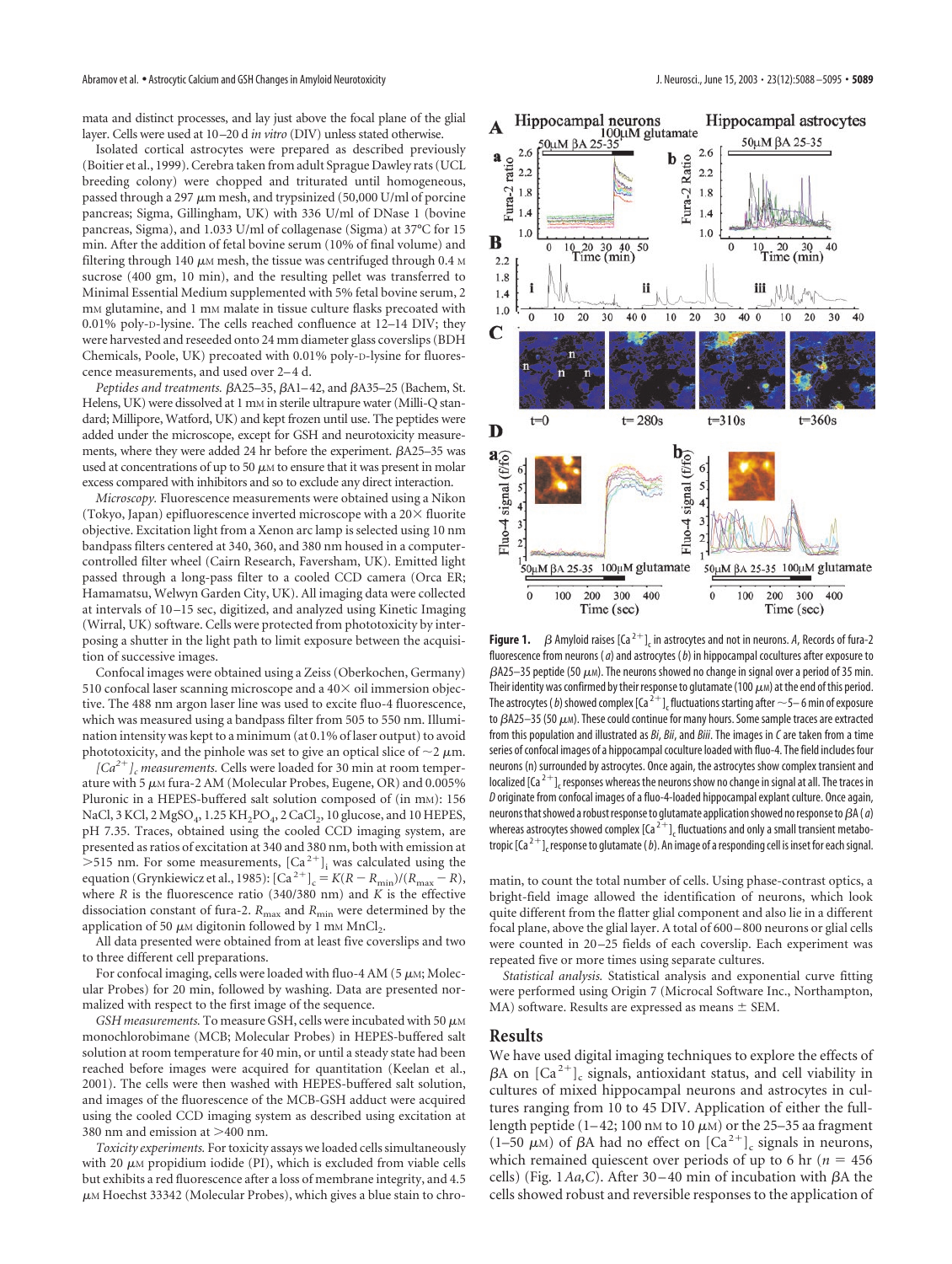mata and distinct processes, and lay just above the focal plane of the glial layer. Cells were used at 10–20 d *in vitro* (DIV) unless stated otherwise.

Isolated cortical astrocytes were prepared as described previously (Boitier et al., 1999). Cerebra taken from adult Sprague Dawley rats (UCL breeding colony) were chopped and triturated until homogeneous, passed through a 297 μm mesh, and trypsinized (50,000 U/ml of porcine pancreas; Sigma, Gillingham, UK) with 336 U/ml of DNase 1 (bovine pancreas, Sigma), and 1.033 U/ml of collagenase (Sigma) at 37°C for 15 min. After the addition of fetal bovine serum (10% of final volume) and filtering through 140 μm mesh, the tissue was centrifuged through 0.4 M sucrose (400 gm, 10 min), and the resulting pellet was transferred to Minimal Essential Medium supplemented with 5% fetal bovine serum, 2 mM glutamine, and 1 mM malate in tissue culture flasks precoated with 0.01% poly-D-lysine. The cells reached confluence at 12–14 DIV; they were harvested and reseeded onto 24 mm diameter glass coverslips (BDH Chemicals, Poole, UK) precoated with 0.01% poly-D-lysine for fluorescence measurements, and used over 2–4 d.

*Peptides and treatments.* βA25–35, βA1–42, and βA35–25 (Bachem, St. Helens, UK) were dissolved at 1 mM in sterile ultrapure water (Milli-Q standard; Millipore, Watford, UK) and kept frozen until use. The peptides were added under the microscope, except for GSH and neurotoxicity measurements, where they were added 24 hr before the experiment. βA25–35 was used at concentrations of up to 50 μM to ensure that it was present in molar excess compared with inhibitors and so to exclude any direct interaction.

*Microscopy.* Fluorescence measurements were obtained using a Nikon (Tokyo, Japan) epifluorescence inverted microscope with a 20× fluorite objective. Excitation light from a Xenon arc lamp is selected using 10 nm bandpass filters centered at 340, 360, and 380 nm housed in a computer-controlled filter wheel (Cairn Research, Faversham, UK). Emitted light passed through a long-pass filter to a cooled CCD camera (Orca ER; Hamamatsu, Welwyn Garden City, UK). All imaging data were collected at intervals of 10–15 sec, digitized, and analyzed using Kinetic Imaging (Wirral, UK) software. Cells were protected from phototoxicity by interposing a shutter in the light path to limit exposure between the acquisition of successive images.

Confocal images were obtained using a Zeiss (Oberkochen, Germany) 510 confocal laser scanning microscope and a 40× oil immersion objective. The 488 nm argon laser line was used to excite fluo-4 fluorescence, which was measured using a bandpass filter from 505 to 550 nm. Illumination intensity was kept to a minimum (at 0.1% of laser output) to avoid phototoxicity, and the pinhole was set to give an optical slice of ∼2 μm.

*$[Ca^{2+}]_c$ measurements.* Cells were loaded for 30 min at room temperature with 5 μM fura-2 AM (Molecular Probes, Eugene, OR) and 0.005% Pluronic in a HEPES-buffered salt solution composed of (in mM): 156 NaCl, 3 KCl, 2 $MgSO_4$, 1.25 $KH_2PO_4$, 2 $CaCl_2$, 10 glucose, and 10 HEPES, pH 7.35. Traces, obtained using the cooled CCD imaging system, are presented as ratios of excitation at 340 and 380 nm, both with emission at >515 nm. For some measurements, $[Ca^{2+}]_i$ was calculated using the equation (Grynkiewicz et al., 1985): $[Ca^{2+}]_c = K(R - R_{min})/(R_{max} - R)$, where $R$ is the fluorescence ratio (340/380 nm) and $K$ is the effective dissociation constant of fura-2. $R_{max}$ and $R_{min}$ were determined by the application of 50 μM digitonin followed by 1 mM $MnCl_2$.

All data presented were obtained from at least five coverslips and two to three different cell preparations.

For confocal imaging, cells were loaded with fluo-4 AM (5 μM; Molecular Probes) for 20 min, followed by washing. Data are presented normalized with respect to the first image of the sequence.

*GSH measurements.* To measure GSH, cells were incubated with 50 μM monochlorobimane (MCB; Molecular Probes) in HEPES-buffered salt solution at room temperature for 40 min, or until a steady state had been reached before images were acquired for quantitation (Keelan et al., 2001). The cells were then washed with HEPES-buffered salt solution, and images of the fluorescence of the MCB-GSH adduct were acquired using the cooled CCD imaging system as described using excitation at 380 nm and emission at >400 nm.

*Toxicity experiments.* For toxicity assays we loaded cells simultaneously with 20 μM propidium iodide (PI), which is excluded from viable cells but exhibits a red fluorescence after a loss of membrane integrity, and 4.5 μM Hoechst 33342 (Molecular Probes), which gives a blue stain to chromatin, to count the total number of cells. Using phase-contrast optics, a bright-field image allowed the identification of neurons, which look quite different from the flatter glial component and also lie in a different focal plane, above the glial layer. A total of 600–800 neurons or glial cells were counted in 20–25 fields of each coverslip. Each experiment was repeated five or more times using separate cultures.

*Statistical analysis.* Statistical analysis and exponential curve fitting were performed using Origin 7 (Microcal Software Inc., Northampton, MA) software. Results are expressed as means ± SEM.

**Figure 1.** β Amyloid raises $[Ca^{2+}]_c$ in astrocytes and not in neurons. *A*, Records of fura-2 fluorescence from neurons (*a*) and astrocytes (*b*) in hippocampal cocultures after exposure to βA25–35 peptide (50 μM). The neurons showed no change in signal over a period of 35 min. Their identity was confirmed by their response to glutamate (100 μM) at the end of this period. The astrocytes (*b*) showed complex $[Ca^{2+}]_c$ fluctuations starting after ∼5–6 min of exposure to βA25–35 (50 μM). These could continue for many hours. Some sample traces are extracted from this population and illustrated as *Bi*, *Bii*, and *Biii*. The images in *C* are taken from a time series of confocal images of a hippocampal coculture loaded with fluo-4. The field includes four neurons (n) surrounded by astrocytes. Once again, the astrocytes show complex transient and localized $[Ca^{2+}]_c$ responses whereas the neurons show no change in signal at all. The traces in *D* originate from confocal images of a fluo-4-loaded hippocampal explant culture. Once again, neurons that showed a robust response to glutamate application showed no response to βA (*a*) whereas astrocytes showed complex $[Ca^{2+}]_c$ fluctuations and only a small transient metabotropic $[Ca^{2+}]_c$ response to glutamate (*b*). An image of a responding cell is inset for each signal.

## Results

We have used digital imaging techniques to explore the effects of βA on $[Ca^{2+}]_c$ signals, antioxidant status, and cell viability in cultures of mixed hippocampal neurons and astrocytes in cultures ranging from 10 to 45 DIV. Application of either the full-length peptide (1–42; 100 nM to 10 μM) or the 25–35 aa fragment (1–50 μM) of βA had no effect on $[Ca^{2+}]_c$ signals in neurons, which remained quiescent over periods of up to 6 hr ($n$ = 456 cells) (Fig. 1*Aa*,*C*). After 30–40 min of incubation with βA the cells showed robust and reversible responses to the application of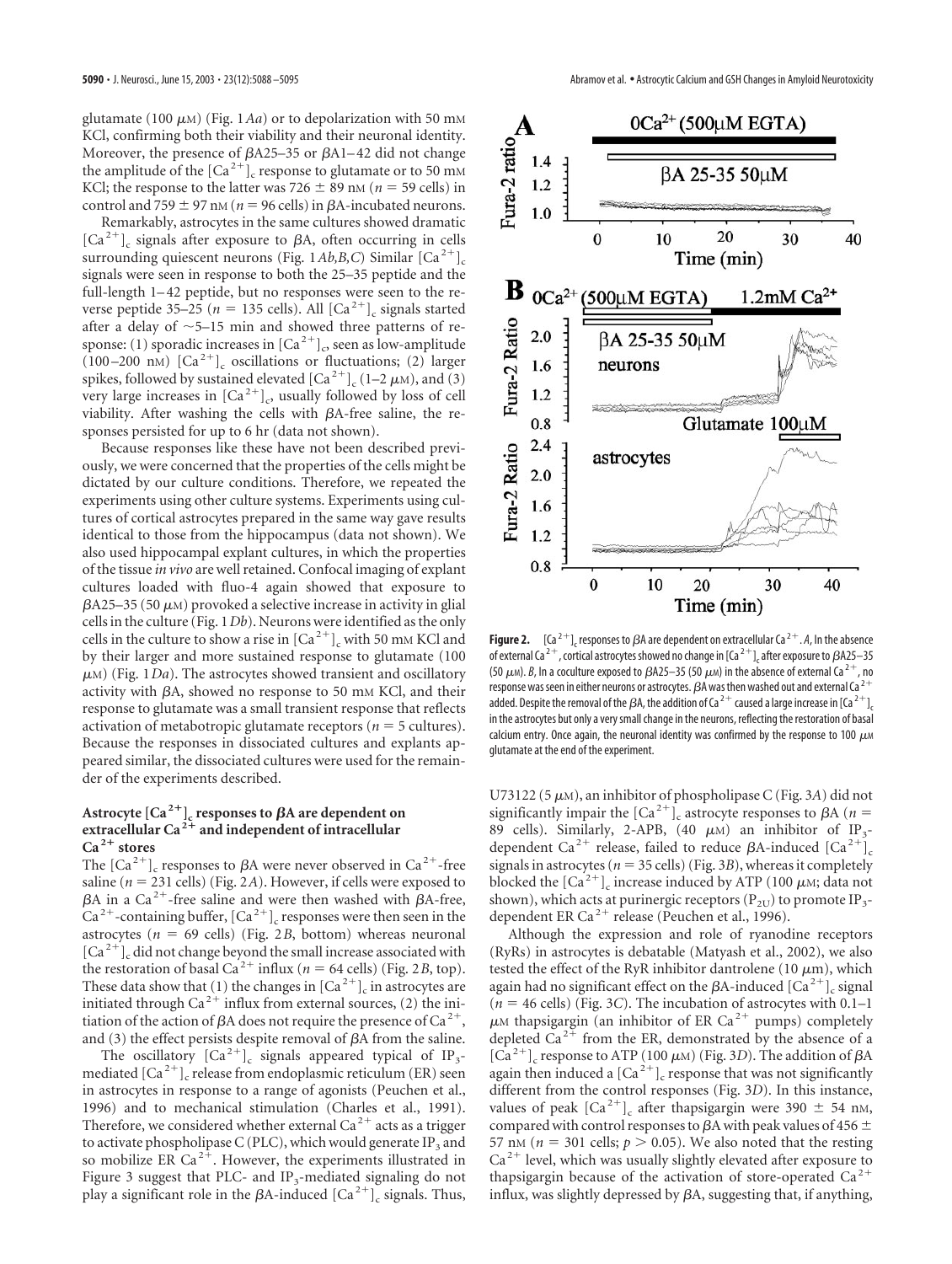glutamate (100 μM) (Fig. 1*Aa*) or to depolarization with 50 mM KCl, confirming both their viability and their neuronal identity. Moreover, the presence of βA25–35 or βA1–42 did not change the amplitude of the $[Ca^{2+}]_c$ response to glutamate or to 50 mM KCl; the response to the latter was 726 ± 89 nM ($n = 59$ cells) in control and 759 ± 97 nM ($n = 96$ cells) in βA-incubated neurons.

Remarkably, astrocytes in the same cultures showed dramatic $[Ca^{2+}]_c$ signals after exposure to βA, often occurring in cells surrounding quiescent neurons (Fig. 1*Ab,B,C*) Similar $[Ca^{2+}]_c$ signals were seen in response to both the 25–35 peptide and the full-length 1–42 peptide, but no responses were seen to the reverse peptide 35–25 ($n = 135$ cells). All $[Ca^{2+}]_c$ signals started after a delay of ~5–15 min and showed three patterns of response: (1) sporadic increases in $[Ca^{2+}]_c$, seen as low-amplitude (100–200 nM) $[Ca^{2+}]_c$ oscillations or fluctuations; (2) larger spikes, followed by sustained elevated $[Ca^{2+}]_c$ (1–2 μM), and (3) very large increases in $[Ca^{2+}]_c$, usually followed by loss of cell viability. After washing the cells with βA-free saline, the responses persisted for up to 6 hr (data not shown).

Because responses like these have not been described previously, we were concerned that the properties of the cells might be dictated by our culture conditions. Therefore, we repeated the experiments using other culture systems. Experiments using cultures of cortical astrocytes prepared in the same way gave results identical to those from the hippocampus (data not shown). We also used hippocampal explant cultures, in which the properties of the tissue *in vivo* are well retained. Confocal imaging of explant cultures loaded with fluo-4 again showed that exposure to βA25–35 (50 μM) provoked a selective increase in activity in glial cells in the culture (Fig. 1*Db*). Neurons were identified as the only cells in the culture to show a rise in $[Ca^{2+}]_c$ with 50 mM KCl and by their larger and more sustained response to glutamate (100 μM) (Fig. 1*Da*). The astrocytes showed transient and oscillatory activity with βA, showed no response to 50 mM KCl, and their response to glutamate was a small transient response that reflects activation of metabotropic glutamate receptors ($n = 5$ cultures). Because the responses in dissociated cultures and explants appeared similar, the dissociated cultures were used for the remainder of the experiments described.

### Astrocyte $[Ca^{2+}]_c$ responses to βA are dependent on extracellular $Ca^{2+}$ and independent of intracellular $Ca^{2+}$ stores

The $[Ca^{2+}]_c$ responses to βA were never observed in $Ca^{2+}$-free saline ($n = 231$ cells) (Fig. 2*A*). However, if cells were exposed to βA in a $Ca^{2+}$-free saline and were then washed with βA-free, $Ca^{2+}$-containing buffer, $[Ca^{2+}]_c$ responses were then seen in the astrocytes ($n = 69$ cells) (Fig. 2*B*, bottom) whereas neuronal $[Ca^{2+}]_c$ did not change beyond the small increase associated with the restoration of basal $Ca^{2+}$ influx ($n = 64$ cells) (Fig. 2*B*, top). These data show that (1) the changes in $[Ca^{2+}]_c$ in astrocytes are initiated through $Ca^{2+}$ influx from external sources, (2) the initiation of the action of βA does not require the presence of $Ca^{2+}$, and (3) the effect persists despite removal of βA from the saline.

The oscillatory $[Ca^{2+}]_c$ signals appeared typical of $IP_3$-mediated $[Ca^{2+}]_c$ release from endoplasmic reticulum (ER) seen in astrocytes in response to a range of agonists (Peuchen et al., 1996) and to mechanical stimulation (Charles et al., 1991). Therefore, we considered whether external $Ca^{2+}$ acts as a trigger to activate phospholipase C (PLC), which would generate $IP_3$ and so mobilize ER $Ca^{2+}$. However, the experiments illustrated in Figure 3 suggest that PLC- and $IP_3$-mediated signaling do not play a significant role in the βA-induced $[Ca^{2+}]_c$ signals. Thus,

**Figure 2.** $[Ca^{2+}]_c$ responses to βA are dependent on extracellular $Ca^{2+}$. *A*, In the absence of external $Ca^{2+}$, cortical astrocytes showed no change in $[Ca^{2+}]_c$ after exposure to βA25–35 (50 μM). *B*, In a coculture exposed to βA25–35 (50 μM) in the absence of external $Ca^{2+}$, no response was seen in either neurons or astrocytes. βA was then washed out and external $Ca^{2+}$ added. Despite the removal of the βA, the addition of $Ca^{2+}$ caused a large increase in $[Ca^{2+}]_c$ in the astrocytes but only a very small change in the neurons, reflecting the restoration of basal calcium entry. Once again, the neuronal identity was confirmed by the response to 100 μM glutamate at the end of the experiment.

U73122 (5 μM), an inhibitor of phospholipase C (Fig. 3*A*) did not significantly impair the $[Ca^{2+}]_c$ astrocyte responses to βA ($n = 89$ cells). Similarly, 2-APB, (40 μM) an inhibitor of $IP_3$-dependent $Ca^{2+}$ release, failed to reduce βA-induced $[Ca^{2+}]_c$ signals in astrocytes ($n = 35$ cells) (Fig. 3*B*), whereas it completely blocked the $[Ca^{2+}]_c$ increase induced by ATP (100 μM; data not shown), which acts at purinergic receptors ($P_{2U}$) to promote $IP_3$-dependent ER $Ca^{2+}$ release (Peuchen et al., 1996).

Although the expression and role of ryanodine receptors (RyRs) in astrocytes is debatable (Matyash et al., 2002), we also tested the effect of the RyR inhibitor dantrolene (10 μm), which again had no significant effect on the βA-induced $[Ca^{2+}]_c$ signal ($n = 46$ cells) (Fig. 3*C*). The incubation of astrocytes with 0.1–1 μM thapsigargin (an inhibitor of ER $Ca^{2+}$ pumps) completely depleted $Ca^{2+}$ from the ER, demonstrated by the absence of a $[Ca^{2+}]_c$ response to ATP (100 μM) (Fig. 3*D*). The addition of βA again then induced a $[Ca^{2+}]_c$ response that was not significantly different from the control responses (Fig. 3*D*). In this instance, values of peak $[Ca^{2+}]_c$ after thapsigargin were 390 ± 54 nM, compared with control responses to βA with peak values of 456 ± 57 nM ($n = 301$ cells; $p > 0.05$). We also noted that the resting $Ca^{2+}$ level, which was usually slightly elevated after exposure to thapsigargin because of the activation of store-operated $Ca^{2+}$ influx, was slightly depressed by βA, suggesting that, if anything,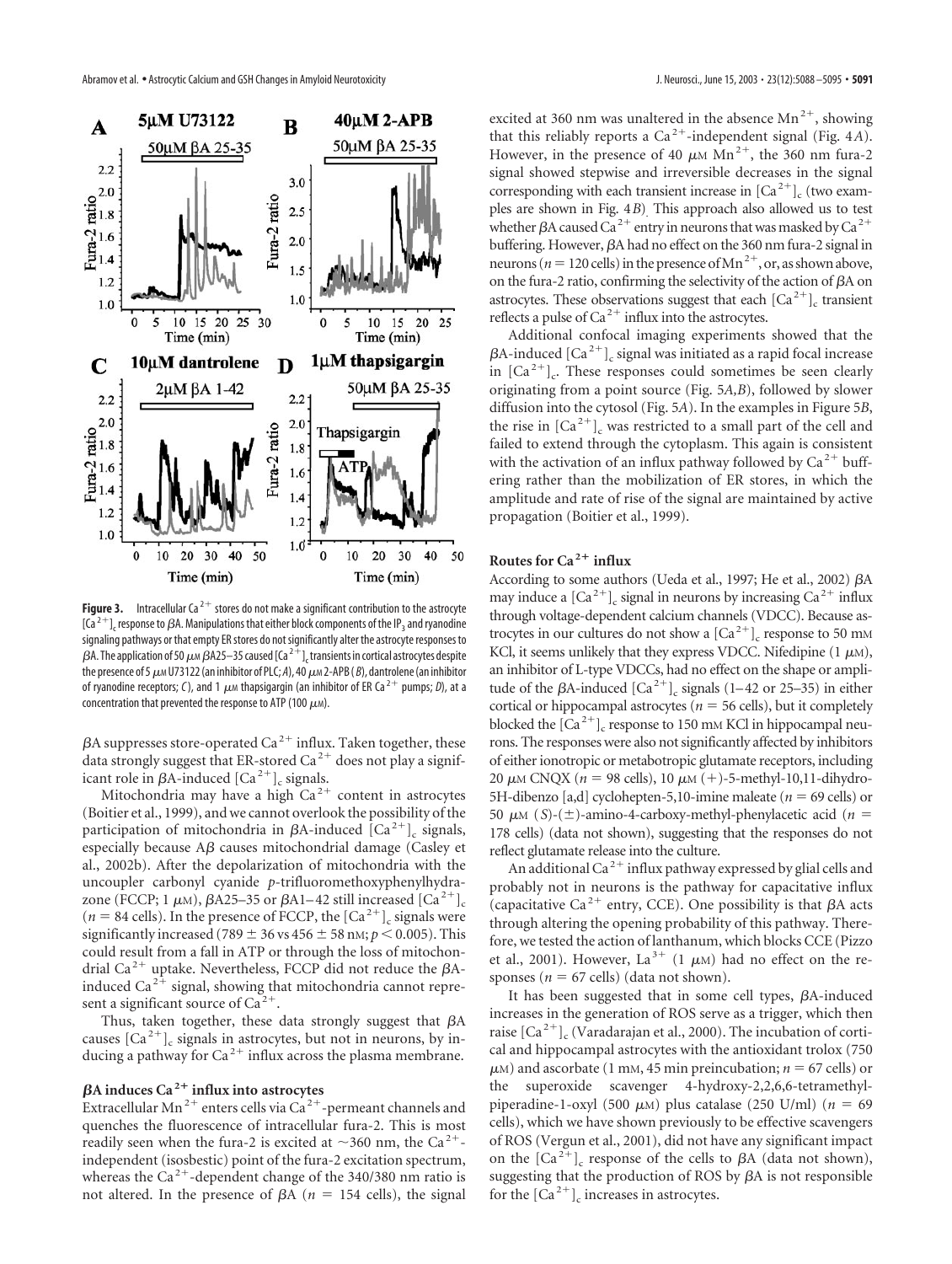**Figure 3.** Intracellular $Ca^{2+}$ stores do not make a significant contribution to the astrocyte $[Ca^{2+}]_c$ response to βA. Manipulations that either block components of the $IP_3$ and ryanodine signaling pathways or that empty ER stores do not significantly alter the astrocyte responses to βA. The application of 50 μM βA25–35 caused $[Ca^{2+}]_c$ transients in cortical astrocytes despite the presence of 5 μM U73122 (an inhibitor of PLC; *A*), 40 μM 2-APB (*B*), dantrolene (an inhibitor of ryanodine receptors; *C*), and 1 μM thapsigargin (an inhibitor of ER $Ca^{2+}$ pumps; *D*), at a concentration that prevented the response to ATP (100 μM).

βA suppresses store-operated $Ca^{2+}$ influx. Taken together, these data strongly suggest that ER-stored $Ca^{2+}$ does not play a significant role in βA-induced $[Ca^{2+}]_c$ signals.

Mitochondria may have a high $Ca^{2+}$ content in astrocytes (Boitier et al., 1999), and we cannot overlook the possibility of the participation of mitochondria in βA-induced $[Ca^{2+}]_c$ signals, especially because Aβ causes mitochondrial damage (Casley et al., 2002b). After the depolarization of mitochondria with the uncoupler carbonyl cyanide *p*-trifluoromethoxyphenylhydrazone (FCCP; 1 μM), βA25–35 or βA1–42 still increased $[Ca^{2+}]_c$ ($n = 84$ cells). In the presence of FCCP, the $[Ca^{2+}]_c$ signals were significantly increased (789 ± 36 vs 456 ± 58 nM; $p < 0.005$). This could result from a fall in ATP or through the loss of mitochondrial $Ca^{2+}$ uptake. Nevertheless, FCCP did not reduce the βA-induced $Ca^{2+}$ signal, showing that mitochondria cannot represent a significant source of $Ca^{2+}$.

Thus, taken together, these data strongly suggest that βA causes $[Ca^{2+}]_c$ signals in astrocytes, but not in neurons, by inducing a pathway for $Ca^{2+}$ influx across the plasma membrane.

### βA induces $Ca^{2+}$ influx into astrocytes

Extracellular $Mn^{2+}$ enters cells via $Ca^{2+}$-permeant channels and quenches the fluorescence of intracellular fura-2. This is most readily seen when the fura-2 is excited at ~360 nm, the $Ca^{2+}$-independent (isosbestic) point of the fura-2 excitation spectrum, whereas the $Ca^{2+}$-dependent change of the 340/380 nm ratio is not altered. In the presence of βA ($n = 154$ cells), the signal excited at 360 nm was unaltered in the absence $Mn^{2+}$, showing that this reliably reports a $Ca^{2+}$-independent signal (Fig. 4*A*). However, in the presence of 40 μM $Mn^{2+}$, the 360 nm fura-2 signal showed stepwise and irreversible decreases in the signal corresponding with each transient increase in $[Ca^{2+}]_c$ (two examples are shown in Fig. 4*B*). This approach also allowed us to test whether βA caused $Ca^{2+}$ entry in neurons that was masked by $Ca^{2+}$ buffering. However, βA had no effect on the 360 nm fura-2 signal in neurons ($n = 120$ cells) in the presence of $Mn^{2+}$, or, as shown above, on the fura-2 ratio, confirming the selectivity of the action of βA on astrocytes. These observations suggest that each $[Ca^{2+}]_c$ transient reflects a pulse of $Ca^{2+}$ influx into the astrocytes.

Additional confocal imaging experiments showed that the βA-induced $[Ca^{2+}]_c$ signal was initiated as a rapid focal increase in $[Ca^{2+}]_c$. These responses could sometimes be seen clearly originating from a point source (Fig. 5*A*,*B*), followed by slower diffusion into the cytosol (Fig. 5*A*). In the examples in Figure 5*B*, the rise in $[Ca^{2+}]_c$ was restricted to a small part of the cell and failed to extend through the cytoplasm. This again is consistent with the activation of an influx pathway followed by $Ca^{2+}$ buffering rather than the mobilization of ER stores, in which the amplitude and rate of rise of the signal are maintained by active propagation (Boitier et al., 1999).

### Routes for $Ca^{2+}$ influx

According to some authors (Ueda et al., 1997; He et al., 2002) βA may induce a $[Ca^{2+}]_c$ signal in neurons by increasing $Ca^{2+}$ influx through voltage-dependent calcium channels (VDCC). Because astrocytes in our cultures do not show a $[Ca^{2+}]_c$ response to 50 mM KCl, it seems unlikely that they express VDCC. Nifedipine (1 μM), an inhibitor of L-type VDCCs, had no effect on the shape or amplitude of the βA-induced $[Ca^{2+}]_c$ signals (1–42 or 25–35) in either cortical or hippocampal astrocytes ($n = 56$ cells), but it completely blocked the $[Ca^{2+}]_c$ response to 150 mM KCl in hippocampal neurons. The responses were also not significantly affected by inhibitors of either ionotropic or metabotropic glutamate receptors, including 20 μM CNQX ($n = 98$ cells), 10 μM (+)-5-methyl-10,11-dihydro-5H-dibenzo [a,d] cyclohepten-5,10-imine maleate ($n = 69$ cells) or 50 μM (*S*)-(±)-amino-4-carboxy-methyl-phenylacetic acid ($n = 178$ cells) (data not shown), suggesting that the responses do not reflect glutamate release into the culture.

An additional $Ca^{2+}$ influx pathway expressed by glial cells and probably not in neurons is the pathway for capacitative influx (capacitative $Ca^{2+}$ entry, CCE). One possibility is that βA acts through altering the opening probability of this pathway. Therefore, we tested the action of lanthanum, which blocks CCE (Pizzo et al., 2001). However, $La^{3+}$ (1 μM) had no effect on the responses ($n = 67$ cells) (data not shown).

It has been suggested that in some cell types, βA-induced increases in the generation of ROS serve as a trigger, which then raise $[Ca^{2+}]_c$ (Varadarajan et al., 2000). The incubation of cortical and hippocampal astrocytes with the antioxidant trolox (750 μM) and ascorbate (1 mM, 45 min preincubation; $n = 67$ cells) or the superoxide scavenger 4-hydroxy-2,2,6,6-tetramethylpiperadine-1-oxyl (500 μM) plus catalase (250 U/ml) ($n = 69$ cells), which we have shown previously to be effective scavengers of ROS (Vergun et al., 2001), did not have any significant impact on the $[Ca^{2+}]_c$ response of the cells to βA (data not shown), suggesting that the production of ROS by βA is not responsible for the $[Ca^{2+}]_c$ increases in astrocytes.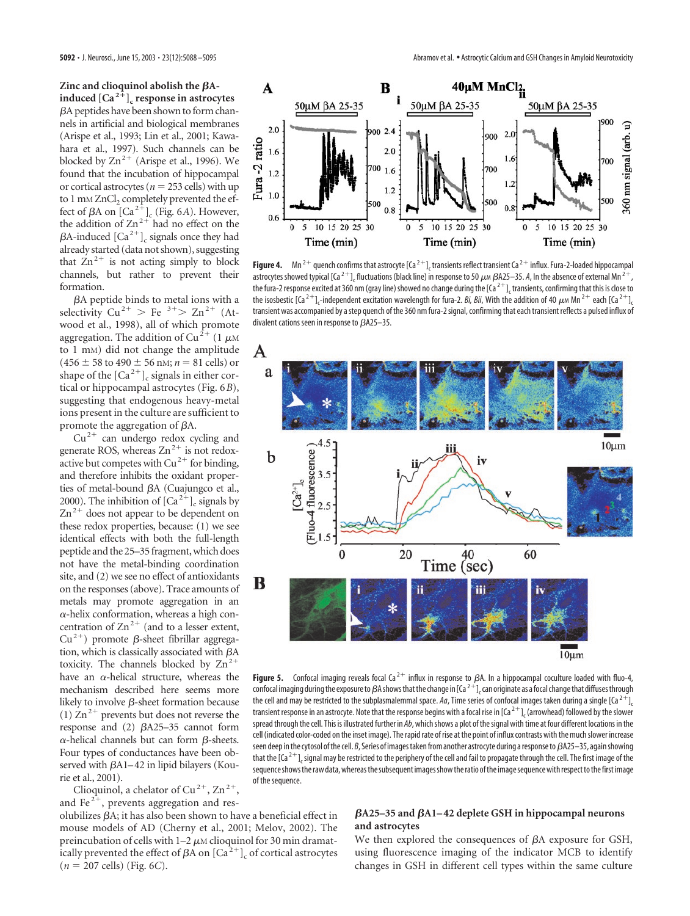## Zinc and clioquinol abolish the βA-induced $[Ca^{2+}]_c$ response in astrocytes

βA peptides have been shown to form channels in artificial and biological membranes (Arispe et al., 1993; Lin et al., 2001; Kawahara et al., 1997). Such channels can be blocked by $Zn^{2+}$ (Arispe et al., 1996). We found that the incubation of hippocampal or cortical astrocytes ($n = 253$ cells) with up to 1 mM $ZnCl_2$ completely prevented the effect of βA on $[Ca^{2+}]_c$ (Fig. 6*A*). However, the addition of $Zn^{2+}$ had no effect on the βA-induced $[Ca^{2+}]_c$ signals once they had already started (data not shown), suggesting that $Zn^{2+}$ is not acting simply to block channels, but rather to prevent their formation.

βA peptide binds to metal ions with a selectivity $Cu^{2+} > Fe^{3+} > Zn^{2+}$ (Atwood et al., 1998), all of which promote aggregation. The addition of $Cu^{2+}$ (1 μM to 1 mM) did not change the amplitude (456 ± 58 to 490 ± 56 nM; $n = 81$ cells) or shape of the $[Ca^{2+}]_c$ signals in either cortical or hippocampal astrocytes (Fig. 6*B*), suggesting that endogenous heavy-metal ions present in the culture are sufficient to promote the aggregation of βA.

$Cu^{2+}$ can undergo redox cycling and generate ROS, whereas $Zn^{2+}$ is not redox-active but competes with $Cu^{2+}$ for binding, and therefore inhibits the oxidant properties of metal-bound βA (Cuajungco et al., 2000). The inhibition of $[Ca^{2+}]_c$ signals by $Zn^{2+}$ does not appear to be dependent on these redox properties, because: (1) we see identical effects with both the full-length peptide and the 25–35 fragment, which does not have the metal-binding coordination site, and (2) we see no effect of antioxidants on the responses (above). Trace amounts of metals may promote aggregation in an α-helix conformation, whereas a high concentration of $Zn^{2+}$ (and to a lesser extent, $Cu^{2+}$) promote β-sheet fibrillar aggregation, which is classically associated with βA toxicity. The channels blocked by $Zn^{2+}$ have an α-helical structure, whereas the mechanism described here seems more likely to involve β-sheet formation because (1) $Zn^{2+}$ prevents but does not reverse the response and (2) βA25–35 cannot form α-helical channels but can form β-sheets. Four types of conductances have been observed with βA1–42 in lipid bilayers (Kourie et al., 2001).

Clioquinol, a chelator of $Cu^{2+}$, $Zn^{2+}$, and $Fe^{2+}$, prevents aggregation and resolubilizes βA; it has also been shown to have a beneficial effect in mouse models of AD (Cherny et al., 2001; Melov, 2002). The preincubation of cells with 1–2 μM clioquinol for 30 min dramatically prevented the effect of βA on $[Ca^{2+}]_c$ of cortical astrocytes ($n = 207$ cells) (Fig. 6*C*).

**Figure 4.** $Mn^{2+}$ quench confirms that astrocyte $[Ca^{2+}]_c$ transients reflect transient $Ca^{2+}$ influx. Fura-2-loaded hippocampal astrocytes showed typical $[Ca^{2+}]_c$ fluctuations (black line) in response to 50 μM βA25–35. *A*, In the absence of external $Mn^{2+}$, the fura-2 response excited at 360 nm (gray line) showed no change during the $[Ca^{2+}]_c$ transients, confirming that this is close to the isosbestic $[Ca^{2+}]_c$-independent excitation wavelength for fura-2. *Bi, Bii*, With the addition of 40 μM $Mn^{2+}$ each $[Ca^{2+}]_c$ transient was accompanied by a step quench of the 360 nm fura-2 signal, confirming that each transient reflects a pulsed influx of divalent cations seen in response to βA25–35.

**Figure 5.** Confocal imaging reveals focal $Ca^{2+}$ influx in response to βA. In a hippocampal coculture loaded with fluo-4, confocal imaging during the exposure to βA shows that the change in $[Ca^{2+}]_c$ can originate as a focal change that diffuses through the cell and may be restricted to the subplasmalemmal space. *Aa*, Time series of confocal images taken during a single $[Ca^{2+}]_c$ transient response in an astrocyte. Note that the response begins with a focal rise in $[Ca^{2+}]_c$ (arrowhead) followed by the slower spread through the cell. This is illustrated further in *Ab*, which shows a plot of the signal with time at four different locations in the cell (indicated color-coded on the inset image). The rapid rate of rise at the point of influx contrasts with the much slower increase seen deep in the cytosol of the cell. *B*, Series of images taken from another astrocyte during a response to βA25–35, again showing that the $[Ca^{2+}]_c$ signal may be restricted to the periphery of the cell and fail to propagate through the cell. The first image of the sequence shows the raw data, whereas the subsequent images show the ratio of the image sequence with respect to the first image of the sequence.

## βA25–35 and βA1–42 deplete GSH in hippocampal neurons and astrocytes

We then explored the consequences of βA exposure for GSH, using fluorescence imaging of the indicator MCB to identify changes in GSH in different cell types within the same culture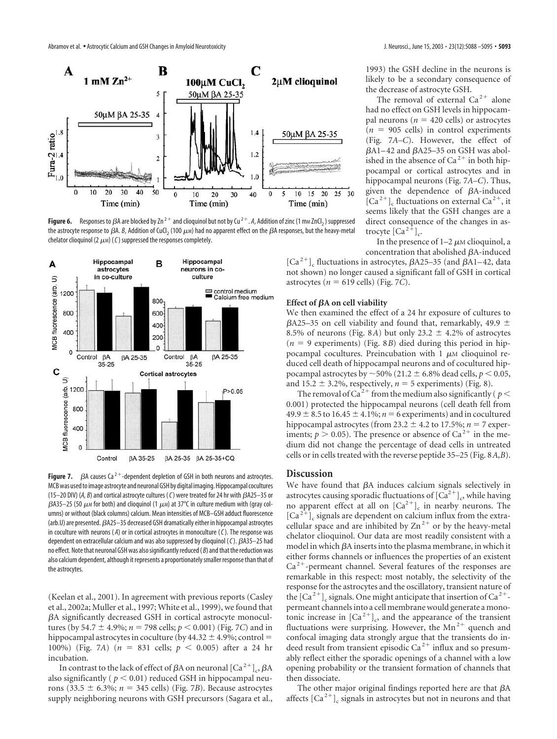**Figure 6.** Responses to βA are blocked by $Zn^{2+}$ and clioquinol but not by $Cu^{2+}$. *A*, Addition of zinc (1 mM $ZnCl_2$) suppressed the astrocyte response to βA. *B*, Addition of $CuCl_2$ (100 μM) had no apparent effect on the βA responses, but the heavy-metal chelator clioquinol (2 μM) (*C*) suppressed the responses completely.

**Figure 7.** βA causes $Ca^{2+}$-dependent depletion of GSH in both neurons and astrocytes. MCB was used to image astrocyte and neuronal GSH by digital imaging. Hippocampal cocultures (15–20 DIV) (*A, B*) and cortical astrocyte cultures (*C*) were treated for 24 hr with βA25–35 or βA35–25 (50 μM for both) and clioquinol (1 μM) at 37°C in culture medium with (gray columns) or without (black columns) calcium. Mean intensities of MCB–GSH adduct fluorescence (arb.U) are presented. βA25–35 decreased GSH dramatically either in hippocampal astrocytes in coculture with neurons (*A*) or in cortical astrocytes in monoculture (*C*). The response was dependent on extracellular calcium and was also suppressed by clioquinol (*C*). βA35–25 had no effect. Note that neuronal GSH was also significantly reduced (*B*) and that the reduction was also calcium dependent, although it represents a proportionately smaller response than that of the astrocytes.

(Keelan et al., 2001). In agreement with previous reports (Casley et al., 2002a; Muller et al., 1997; White et al., 1999), we found that βA significantly decreased GSH in cortical astrocyte monocultures (by 54.7 ± 4.9%; $n = 798$ cells; $p < 0.001$) (Fig. 7*C*) and in hippocampal astrocytes in coculture (by 44.32 ± 4.9%; control = 100%) (Fig. 7*A*) ($n = 831$ cells; $p < 0.005$) after a 24 hr incubation.

In contrast to the lack of effect of βA on neuronal $[Ca^{2+}]_c$, βA also significantly ($p < 0.01$) reduced GSH in hippocampal neurons (33.5 ± 6.3%; $n = 345$ cells) (Fig. 7*B*). Because astrocytes supply neighboring neurons with GSH precursors (Sagara et al., 1993) the GSH decline in the neurons is likely to be a secondary consequence of the decrease of astrocyte GSH.

The removal of external $Ca^{2+}$ alone had no effect on GSH levels in hippocampal neurons ($n = 420$ cells) or astrocytes ($n = 905$ cells) in control experiments (Fig. 7*A–C*). However, the effect of βA1–42 and βA25–35 on GSH was abolished in the absence of $Ca^{2+}$ in both hippocampal or cortical astrocytes and in hippocampal neurons (Fig. 7*A–C*). Thus, given the dependence of βA-induced $[Ca^{2+}]_c$ fluctuations on external $Ca^{2+}$, it seems likely that the GSH changes are a direct consequence of the changes in astrocyte $[Ca^{2+}]_c$.

In the presence of 1–2 μM clioquinol, a concentration that abolished βA-induced $[Ca^{2+}]_c$ fluctuations in astrocytes, βA25–35 (and βA1–42, data not shown) no longer caused a significant fall of GSH in cortical astrocytes ($n = 619$ cells) (Fig. 7*C*).

#### Effect of βA on cell viability

We then examined the effect of a 24 hr exposure of cultures to βA25–35 on cell viability and found that, remarkably, 49.9 ± 8.5% of neurons (Fig. 8*A*) but only 23.2 ± 4.2% of astrocytes ($n = 9$ experiments) (Fig. 8*B*) died during this period in hippocampal cocultures. Preincubation with 1 μM clioquinol reduced cell death of hippocampal neurons and of cocultured hippocampal astrocytes by ~50% (21.2 ± 6.8% dead cells, $p < 0.05$, and 15.2 ± 3.2%, respectively, $n = 5$ experiments) (Fig. 8).

The removal of $Ca^{2+}$ from the medium also significantly ($p < 0.001$) protected the hippocampal neurons (cell death fell from 49.9 ± 8.5 to 16.45 ± 4.1%; $n = 6$ experiments) and in cocultured hippocampal astrocytes (from 23.2 ± 4.2 to 17.5%; $n = 7$ experiments; $p > 0.05$). The presence or absence of $Ca^{2+}$ in the medium did not change the percentage of dead cells in untreated cells or in cells treated with the reverse peptide 35–25 (Fig. 8*A,B*).

## Discussion

We have found that βA induces calcium signals selectively in astrocytes causing sporadic fluctuations of $[Ca^{2+}]_c$, while having no apparent effect at all on $[Ca^{2+}]_c$ in nearby neurons. The $[Ca^{2+}]_c$ signals are dependent on calcium influx from the extracellular space and are inhibited by $Zn^{2+}$ or by the heavy-metal chelator clioquinol. Our data are most readily consistent with a model in which βA inserts into the plasma membrane, in which it either forms channels or influences the properties of an existent $Ca^{2+}$-permeant channel. Several features of the responses are remarkable in this respect: most notably, the selectivity of the response for the astrocytes and the oscillatory, transient nature of the $[Ca^{2+}]_c$ signals. One might anticipate that insertion of $Ca^{2+}$-permeant channels into a cell membrane would generate a monotonic increase in $[Ca^{2+}]_c$, and the appearance of the transient fluctuations were surprising. However, the $Mn^{2+}$ quench and confocal imaging data strongly argue that the transients do indeed result from transient episodic $Ca^{2+}$ influx and so presumably reflect either the sporadic openings of a channel with a low opening probability or the transient formation of channels that then dissociate.

The other major original findings reported here are that βA affects $[Ca^{2+}]_c$ signals in astrocytes but not in neurons and that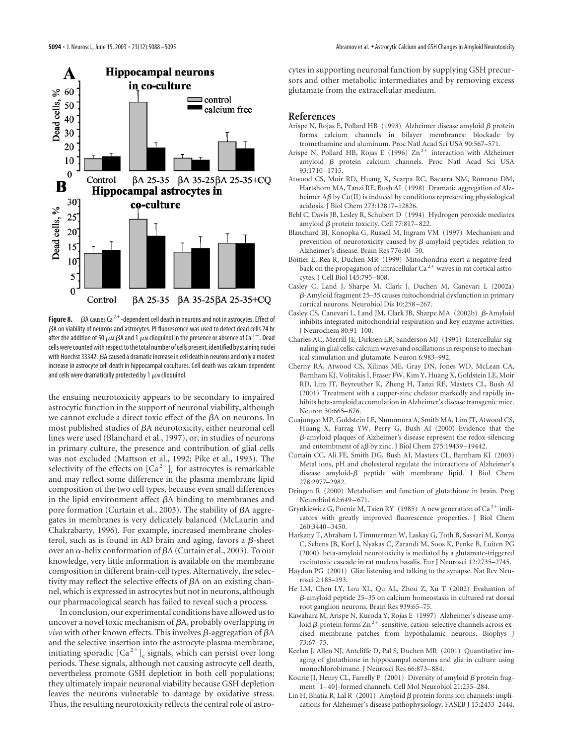**Figure 8.** βA causes $Ca^{2+}$-dependent cell death in neurons and not in astrocytes. Effect of βA on viability of neurons and astrocytes. PI fluorescence was used to detect dead cells 24 hr after the addition of 50 μM βA and 1 μM clioquinol in the presence or absence of $Ca^{2+}$. Dead cells were counted with respect to the total number of cells present, identified by staining nuclei with Hoechst 33342. βA caused a dramatic increase in cell death in neurons and only a modest increase in astrocyte cell death in hippocampal cocultures. Cell death was calcium dependent and cells were dramatically protected by 1 μM clioquinol.

the ensuing neurotoxicity appears to be secondary to impaired astrocytic function in the support of neuronal viability, although we cannot exclude a direct toxic effect of the βA on neurons. In most published studies of βA neurotoxicity, either neuronal cell lines were used (Blanchard et al., 1997), or, in studies of neurons in primary culture, the presence and contribution of glial cells was not excluded (Mattson et al., 1992; Pike et al., 1993). The selectivity of the effects on $[Ca^{2+}]_c$ for astrocytes is remarkable and may reflect some difference in the plasma membrane lipid composition of the two cell types, because even small differences in the lipid environment affect βA binding to membranes and pore formation (Curtain et al., 2003). The stability of βA aggregates in membranes is very delicately balanced (McLaurin and Chakrabarty, 1996). For example, increased membrane cholesterol, such as is found in AD brain and aging, favors a β-sheet over an α-helix conformation of βA (Curtain et al., 2003). To our knowledge, very little information is available on the membrane composition in different brain-cell types. Alternatively, the selectivity may reflect the selective effects of βA on an existing channel, which is expressed in astrocytes but not in neurons, although our pharmacological search has failed to reveal such a process.

In conclusion, our experimental conditions have allowed us to uncover a novel toxic mechanism of βA, probably overlapping *in vivo* with other known effects. This involves β-aggregation of βA and the selective insertion into the astrocyte plasma membrane, initiating sporadic $[Ca^{2+}]_c$ signals, which can persist over long periods. These signals, although not causing astrocyte cell death, nevertheless promote GSH depletion in both cell populations; they ultimately impair neuronal viability because GSH depletion leaves the neurons vulnerable to damage by oxidative stress. Thus, the resulting neurotoxicity reflects the central role of astrocytes in supporting neuronal function by supplying GSH precursors and other metabolic intermediates and by removing excess glutamate from the extracellular medium.

## References

Arispe N, Rojas E, Pollard HB (1993) Alzheimer disease amyloid β protein forms calcium channels in bilayer membranes: blockade by tromethamine and aluminum. Proc Natl Acad Sci USA 90:567–571.

Arispe N, Pollard HB, Rojas E (1996) $Zn^{2+}$ interaction with Alzheimer amyloid β protein calcium channels. Proc Natl Acad Sci USA 93:1710–1715.

Atwood CS, Moir RD, Huang X, Scarpa RC, Bacarra NM, Romano DM, Hartshorn MA, Tanzi RE, Bush AI (1998) Dramatic aggregation of Alzheimer Aβ by Cu(II) is induced by conditions representing physiological acidosis. J Biol Chem 273:12817–12826.

Behl C, Davis JB, Lesley R, Schubert D (1994) Hydrogen peroxide mediates amyloid β protein toxicity. Cell 77:817–822.

Blanchard BJ, Konopka G, Russell M, Ingram VM (1997) Mechanism and prevention of neurotoxicity caused by β-amyloid peptides: relation to Alzheimer's disease. Brain Res 776:40–50.

Boitier E, Rea R, Duchen MR (1999) Mitochondria exert a negative feedback on the propagation of intracellular $Ca^{2+}$ waves in rat cortical astrocytes. J Cell Biol 145:795–808.

Casley C, Land J, Sharpe M, Clark J, Duchen M, Canevari L (2002a) β-Amyloid fragment 25–35 causes mitochondrial dysfunction in primary cortical neurons. Neurobiol Dis 10:258–267.

Casley CS, Canevari L, Land JM, Clark JB, Sharpe MA (2002b) β-Amyloid inhibits integrated mitochondrial respiration and key enzyme activities. J Neurochem 80:91–100.

Charles AC, Merrill JE, Dirksen ER, Sanderson MJ (1991) Intercellular signaling in glial cells: calcium waves and oscillations in response to mechanical stimulation and glutamate. Neuron 6:983–992.

Cherny RA, Atwood CS, Xilinas ME, Gray DN, Jones WD, McLean CA, Barnham KJ, Volitakis I, Fraser FW, Kim Y, Huang X, Goldstein LE, Moir RD, Lim JT, Beyreuther K, Zheng H, Tanzi RE, Masters CL, Bush AI (2001) Treatment with a copper-zinc chelator markedly and rapidly inhibits beta-amyloid accumulation in Alzheimer's disease transgenic mice. Neuron 30:665–676.

Cuajungco MP, Goldstein LE, Nunomura A, Smith MA, Lim JT, Atwood CS, Huang X, Farrag YW, Perry G, Bush AI (2000) Evidence that the β-amyloid plaques of Alzheimer's disease represent the redox-silencing and entombment of aβ by zinc. J Biol Chem 275:19439–19442.

Curtain CC, Ali FE, Smith DG, Bush AI, Masters CL, Barnham KJ (2003) Metal ions, pH and cholesterol regulate the interactions of Alzheimer's disease amyloid-β peptide with membrane lipid. J Biol Chem 278:2977–2982.

Dringen R (2000) Metabolism and function of glutathione in brain. Prog Neurobiol 62:649–671.

Grynkiewicz G, Poenie M, Tsien RY (1985) A new generation of $Ca^{2+}$ indicators with greatly improved fluorescence properties. J Biol Chem 260:3440–3450.

Harkany T, Abraham I, Timmerman W, Laskay G, Toth B, Sasvari M, Konya C, Sebens JB, Korf J, Nyakas C, Zarandi M, Soos K, Penke B, Luiten PG (2000) beta-amyloid neurotoxicity is mediated by a glutamate-triggered excitotoxic cascade in rat nucleus basalis. Eur J Neurosci 12:2735–2745.

Haydon PG (2001) Glia: listening and talking to the synapse. Nat Rev Neurosci 2:185–193.

He LM, Chen LY, Lou XL, Qu AL, Zhou Z, Xu T (2002) Evaluation of β-amyloid peptide 25–35 on calcium homeostasis in cultured rat dorsal root ganglion neurons. Brain Res 939:65–75.

Kawahara M, Arispe N, Kuroda Y, Rojas E (1997) Alzheimer's disease amyloid β-protein forms $Zn^{2+}$-sensitive, cation-selective channels across excised membrane patches from hypothalamic neurons. Biophys J 73:67–75.

Keelan J, Allen NJ, Antcliffe D, Pal S, Duchen MR (2001) Quantitative imaging of glutathione in hippocampal neurons and glia in culture using monochlorobimane. J Neurosci Res 66:873–884.

Kourie JI, Henry CL, Farrelly P (2001) Diversity of amyloid β protein fragment [1–40]-formed channels. Cell Mol Neurobiol 21:255–284.

Lin H, Bhatia R, Lal R (2001) Amyloid β protein forms ion channels: implications for Alzheimer's disease pathophysiology. FASEB J 15:2433–2444.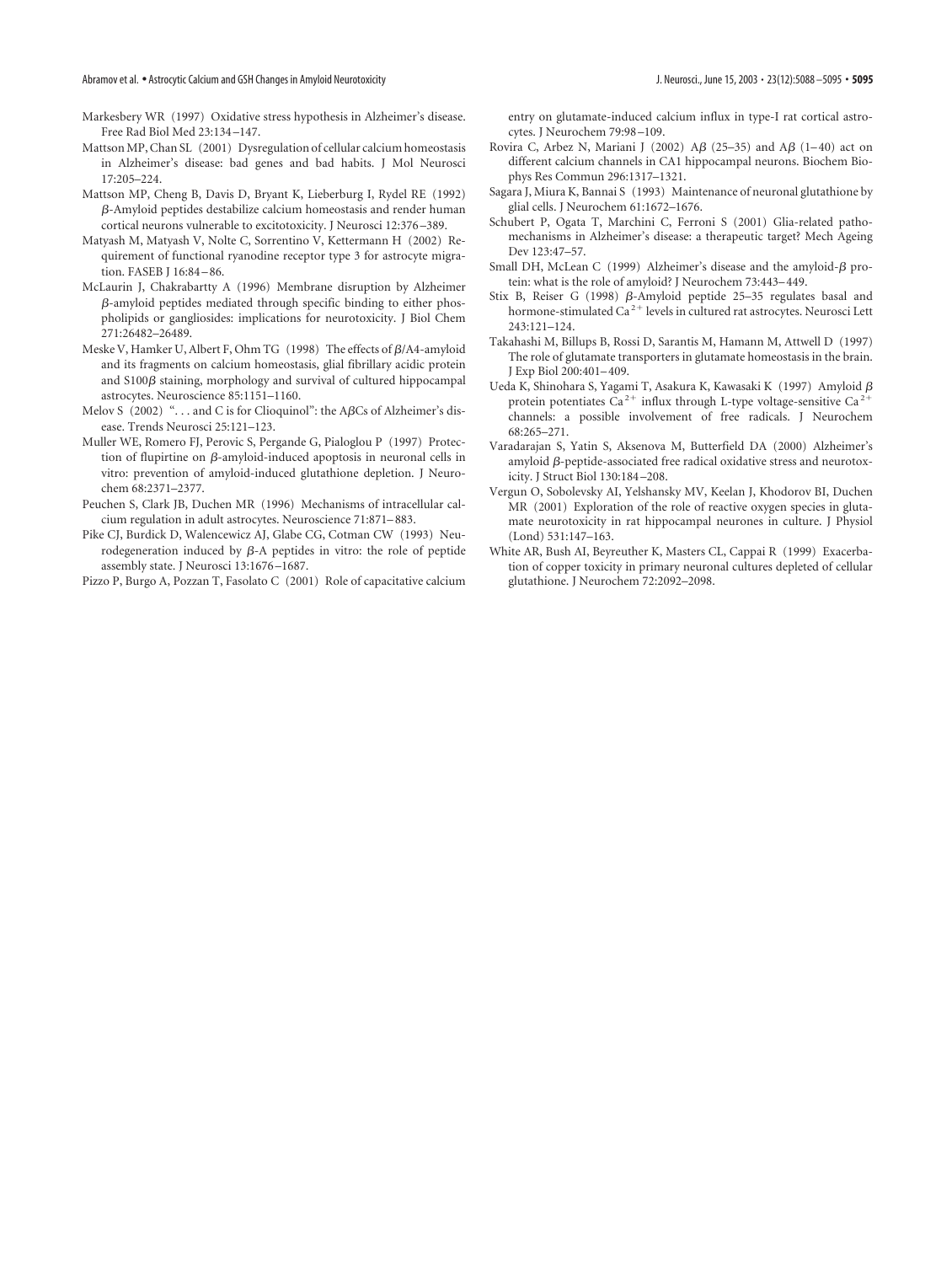Markesbery WR (1997) Oxidative stress hypothesis in Alzheimer's disease. Free Rad Biol Med 23:134–147.

Mattson MP, Chan SL (2001) Dysregulation of cellular calcium homeostasis in Alzheimer's disease: bad genes and bad habits. J Mol Neurosci 17:205–224.

Mattson MP, Cheng B, Davis D, Bryant K, Lieberburg I, Rydel RE (1992) β-Amyloid peptides destabilize calcium homeostasis and render human cortical neurons vulnerable to excitotoxicity. J Neurosci 12:376–389.

Matyash M, Matyash V, Nolte C, Sorrentino V, Kettermann H (2002) Requirement of functional ryanodine receptor type 3 for astrocyte migration. FASEB J 16:84–86.

McLaurin J, Chakrabartty A (1996) Membrane disruption by Alzheimer β-amyloid peptides mediated through specific binding to either phospholipids or gangliosides: implications for neurotoxicity. J Biol Chem 271:26482–26489.

Meske V, Hamker U, Albert F, Ohm TG (1998) The effects of β/A4-amyloid and its fragments on calcium homeostasis, glial fibrillary acidic protein and S100β staining, morphology and survival of cultured hippocampal astrocytes. Neuroscience 85:1151–1160.

Melov S (2002) "... and C is for Clioquinol": the AβCs of Alzheimer's disease. Trends Neurosci 25:121–123.

Muller WE, Romero FJ, Perovic S, Pergande G, Pialoglou P (1997) Protection of flupirtine on β-amyloid-induced apoptosis in neuronal cells in vitro: prevention of amyloid-induced glutathione depletion. J Neurochem 68:2371–2377.

Peuchen S, Clark JB, Duchen MR (1996) Mechanisms of intracellular calcium regulation in adult astrocytes. Neuroscience 71:871–883.

Pike CJ, Burdick D, Walencewicz AJ, Glabe CG, Cotman CW (1993) Neurodegeneration induced by β-A peptides in vitro: the role of peptide assembly state. J Neurosci 13:1676–1687.

Pizzo P, Burgo A, Pozzan T, Fasolato C (2001) Role of capacitative calcium entry on glutamate-induced calcium influx in type-I rat cortical astrocytes. J Neurochem 79:98–109.

Rovira C, Arbez N, Mariani J (2002) Aβ (25–35) and Aβ (1–40) act on different calcium channels in CA1 hippocampal neurons. Biochem Biophys Res Commun 296:1317–1321.

Sagara J, Miura K, Bannai S (1993) Maintenance of neuronal glutathione by glial cells. J Neurochem 61:1672–1676.

Schubert P, Ogata T, Marchini C, Ferroni S (2001) Glia-related pathomechanisms in Alzheimer's disease: a therapeutic target? Mech Ageing Dev 123:47–57.

Small DH, McLean C (1999) Alzheimer's disease and the amyloid-β protein: what is the role of amyloid? J Neurochem 73:443–449.

Stix B, Reiser G (1998) β-Amyloid peptide 25–35 regulates basal and hormone-stimulated $Ca^{2+}$ levels in cultured rat astrocytes. Neurosci Lett 243:121–124.

Takahashi M, Billups B, Rossi D, Sarantis M, Hamann M, Attwell D (1997) The role of glutamate transporters in glutamate homeostasis in the brain. J Exp Biol 200:401–409.

Ueda K, Shinohara S, Yagami T, Asakura K, Kawasaki K (1997) Amyloid β protein potentiates $Ca^{2+}$ influx through L-type voltage-sensitive $Ca^{2+}$ channels: a possible involvement of free radicals. J Neurochem 68:265–271.

Varadarajan S, Yatin S, Aksenova M, Butterfield DA (2000) Alzheimer's amyloid β-peptide-associated free radical oxidative stress and neurotoxicity. J Struct Biol 130:184–208.

Vergun O, Sobolevsky AI, Yelshansky MV, Keelan J, Khodorov BI, Duchen MR (2001) Exploration of the role of reactive oxygen species in glutamate neurotoxicity in rat hippocampal neurones in culture. J Physiol (Lond) 531:147–163.

White AR, Bush AI, Beyreuther K, Masters CL, Cappai R (1999) Exacerbation of copper toxicity in primary neuronal cultures depleted of cellular glutathione. J Neurochem 72:2092–2098.